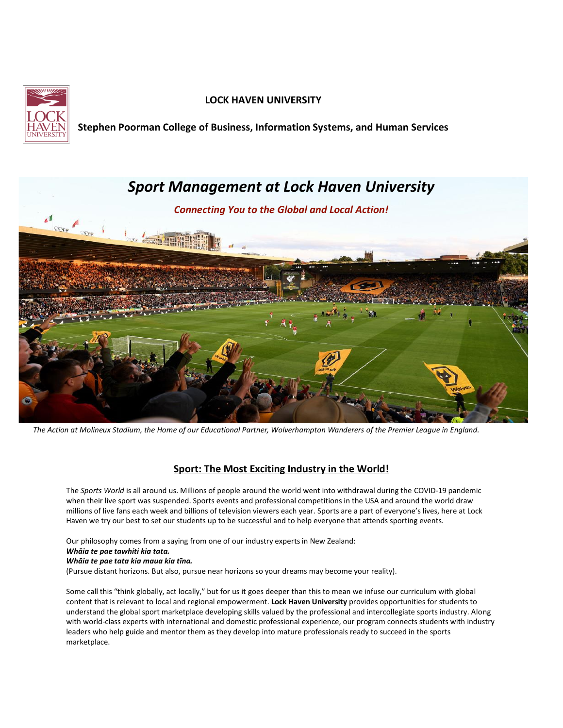**LOCK HAVEN UNIVERSITY**

**Stephen Poorman College of Business, Information Systems, and Human Services**

# *Sport Management at Lock Haven University*

***Connecting You to the Global and Local Action!***

*The Action at Molineux Stadium, the Home of our Educational Partner, Wolverhampton Wanderers of the Premier League in England.*

## Sport: The Most Exciting Industry in the World!

The *Sports World* is all around us. Millions of people around the world went into withdrawal during the COVID-19 pandemic when their live sport was suspended. Sports events and professional competitions in the USA and around the world draw millions of live fans each week and billions of television viewers each year. Sports are a part of everyone's lives, here at Lock Haven we try our best to set our students up to be successful and to help everyone that attends sporting events.

Our philosophy comes from a saying from one of our industry experts in New Zealand:
***Whāia te pae tawhiti kia tata.***
***Whāia te pae tata kia maua kia tīna.***
(Pursue distant horizons. But also, pursue near horizons so your dreams may become your reality).

Some call this "think globally, act locally," but for us it goes deeper than this to mean we infuse our curriculum with global content that is relevant to local and regional empowerment. **Lock Haven University** provides opportunities for students to understand the global sport marketplace developing skills valued by the professional and intercollegiate sports industry. Along with world-class experts with international and domestic professional experience, our program connects students with industry leaders who help guide and mentor them as they develop into mature professionals ready to succeed in the sports marketplace.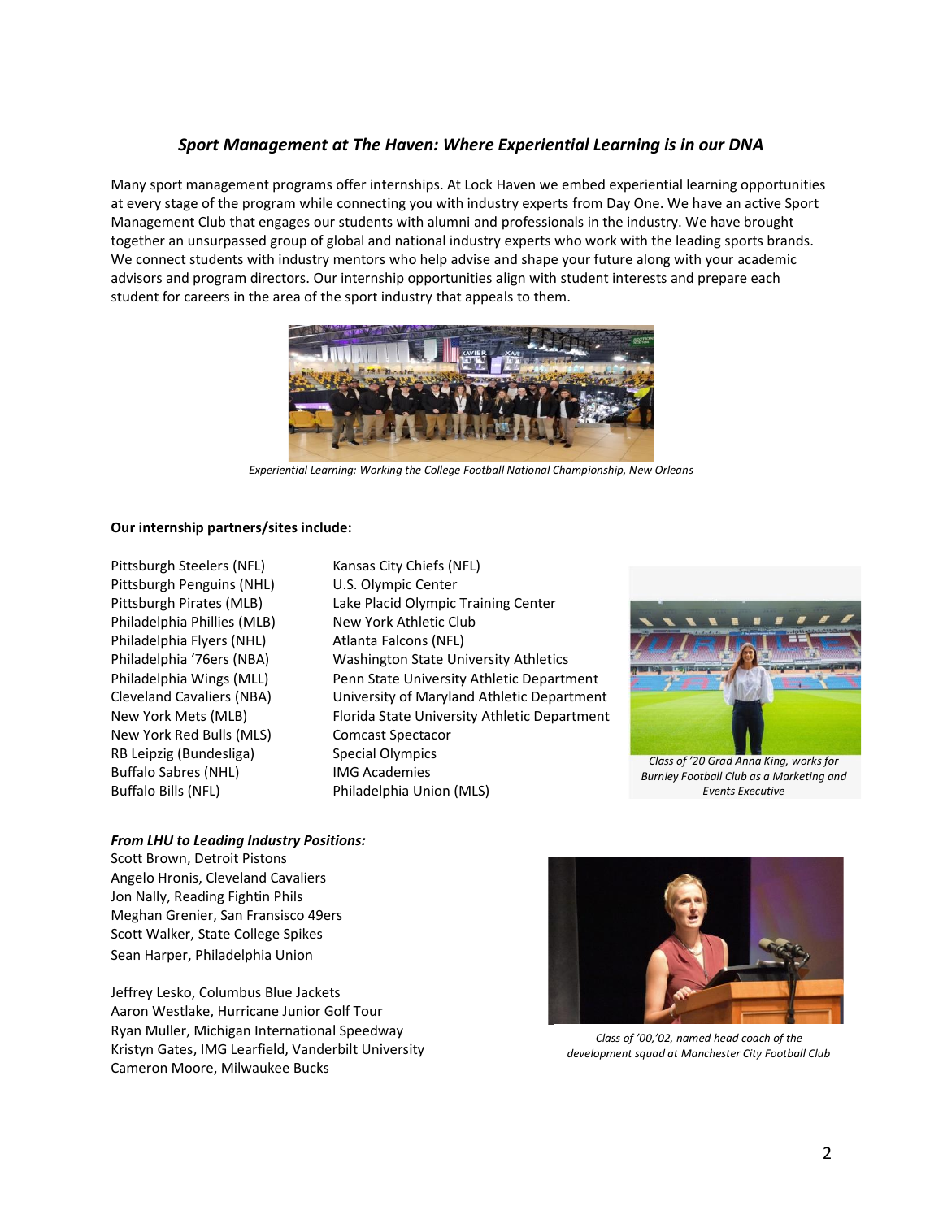### *Sport Management at The Haven: Where Experiential Learning is in our DNA*

Many sport management programs offer internships. At Lock Haven we embed experiential learning opportunities at every stage of the program while connecting you with industry experts from Day One. We have an active Sport Management Club that engages our students with alumni and professionals in the industry. We have brought together an unsurpassed group of global and national industry experts who work with the leading sports brands. We connect students with industry mentors who help advise and shape your future along with your academic advisors and program directors. Our internship opportunities align with student interests and prepare each student for careers in the area of the sport industry that appeals to them.

*Experiential Learning: Working the College Football National Championship, New Orleans*

**Our internship partners/sites include:**

Pittsburgh Steelers (NFL)
Pittsburgh Penguins (NHL)
Pittsburgh Pirates (MLB)
Philadelphia Phillies (MLB)
Philadelphia Flyers (NHL)
Philadelphia '76ers (NBA)
Philadelphia Wings (MLL)
Cleveland Cavaliers (NBA)
New York Mets (MLB)
New York Red Bulls (MLS)
RB Leipzig (Bundesliga)
Buffalo Sabres (NHL)
Buffalo Bills (NFL)
Kansas City Chiefs (NFL)
U.S. Olympic Center
Lake Placid Olympic Training Center
New York Athletic Club
Atlanta Falcons (NFL)
Washington State University Athletics
Penn State University Athletic Department
University of Maryland Athletic Department
Florida State University Athletic Department
Comcast Spectacor
Special Olympics
IMG Academies
Philadelphia Union (MLS)

*Class of '20 Grad Anna King, works for Burnley Football Club as a Marketing and Events Executive*

***From LHU to Leading Industry Positions:***

Scott Brown, Detroit Pistons
Angelo Hronis, Cleveland Cavaliers
Jon Nally, Reading Fightin Phils
Meghan Grenier, San Fransisco 49ers
Scott Walker, State College Spikes
Sean Harper, Philadelphia Union

Jeffrey Lesko, Columbus Blue Jackets
Aaron Westlake, Hurricane Junior Golf Tour
Ryan Muller, Michigan International Speedway
Kristyn Gates, IMG Learfield, Vanderbilt University
Cameron Moore, Milwaukee Bucks

*Class of '00,'02, named head coach of the development squad at Manchester City Football Club*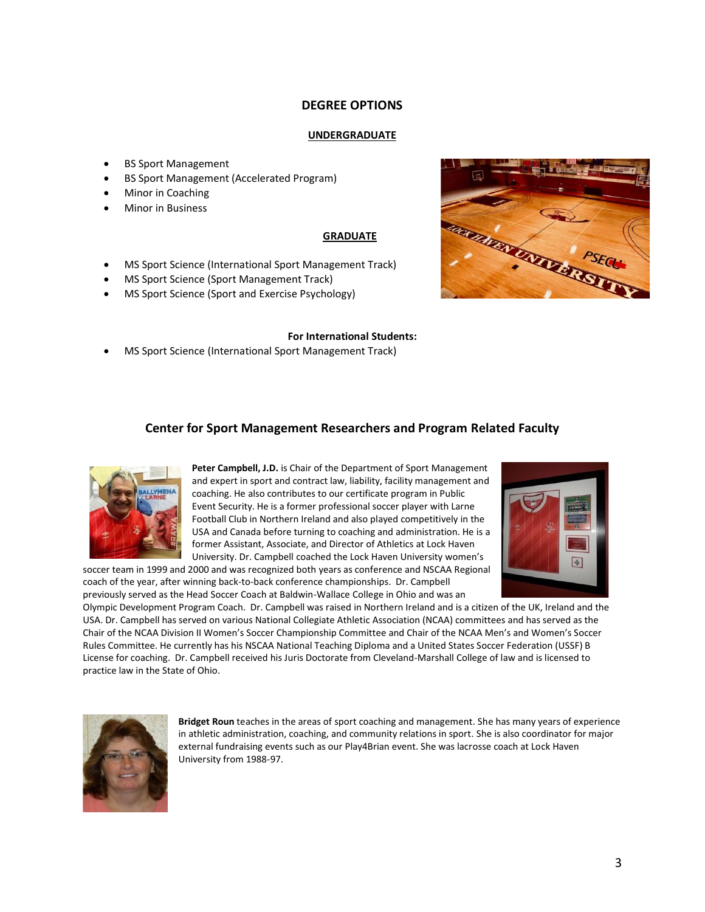## DEGREE OPTIONS

### UNDERGRADUATE

- BS Sport Management
- BS Sport Management (Accelerated Program)
- Minor in Coaching
- Minor in Business

### GRADUATE

- MS Sport Science (International Sport Management Track)
- MS Sport Science (Sport Management Track)
- MS Sport Science (Sport and Exercise Psychology)

**For International Students:**

- MS Sport Science (International Sport Management Track)

## Center for Sport Management Researchers and Program Related Faculty

**Peter Campbell, J.D.** is Chair of the Department of Sport Management and expert in sport and contract law, liability, facility management and coaching. He also contributes to our certificate program in Public Event Security. He is a former professional soccer player with Larne Football Club in Northern Ireland and also played competitively in the USA and Canada before turning to coaching and administration. He is a former Assistant, Associate, and Director of Athletics at Lock Haven University. Dr. Campbell coached the Lock Haven University women's soccer team in 1999 and 2000 and was recognized both years as conference and NSCAA Regional coach of the year, after winning back-to-back conference championships. Dr. Campbell previously served as the Head Soccer Coach at Baldwin-Wallace College in Ohio and was an Olympic Development Program Coach. Dr. Campbell was raised in Northern Ireland and is a citizen of the UK, Ireland and the USA. Dr. Campbell has served on various National Collegiate Athletic Association (NCAA) committees and has served as the Chair of the NCAA Division II Women's Soccer Championship Committee and Chair of the NCAA Men's and Women's Soccer Rules Committee. He currently has his NSCAA National Teaching Diploma and a United States Soccer Federation (USSF) B License for coaching. Dr. Campbell received his Juris Doctorate from Cleveland-Marshall College of law and is licensed to practice law in the State of Ohio.

**Bridget Roun** teaches in the areas of sport coaching and management. She has many years of experience in athletic administration, coaching, and community relations in sport. She is also coordinator for major external fundraising events such as our Play4Brian event. She was lacrosse coach at Lock Haven University from 1988-97.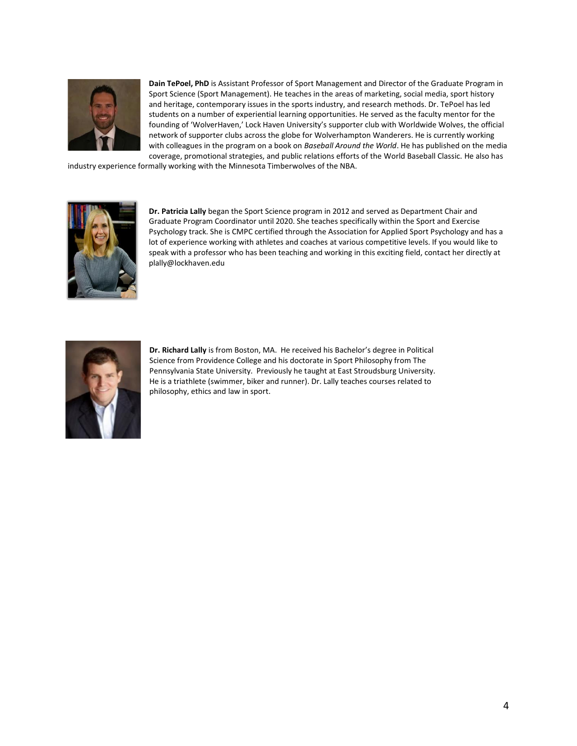**Dain TePoel, PhD** is Assistant Professor of Sport Management and Director of the Graduate Program in Sport Science (Sport Management). He teaches in the areas of marketing, social media, sport history and heritage, contemporary issues in the sports industry, and research methods. Dr. TePoel has led students on a number of experiential learning opportunities. He served as the faculty mentor for the founding of 'WolverHaven,' Lock Haven University's supporter club with Worldwide Wolves, the official network of supporter clubs across the globe for Wolverhampton Wanderers. He is currently working with colleagues in the program on a book on *Baseball Around the World*. He has published on the media coverage, promotional strategies, and public relations efforts of the World Baseball Classic. He also has industry experience formally working with the Minnesota Timberwolves of the NBA.

**Dr. Patricia Lally** began the Sport Science program in 2012 and served as Department Chair and Graduate Program Coordinator until 2020. She teaches specifically within the Sport and Exercise Psychology track. She is CMPC certified through the Association for Applied Sport Psychology and has a lot of experience working with athletes and coaches at various competitive levels. If you would like to speak with a professor who has been teaching and working in this exciting field, contact her directly at plally@lockhaven.edu

**Dr. Richard Lally** is from Boston, MA. He received his Bachelor's degree in Political Science from Providence College and his doctorate in Sport Philosophy from The Pennsylvania State University. Previously he taught at East Stroudsburg University. He is a triathlete (swimmer, biker and runner). Dr. Lally teaches courses related to philosophy, ethics and law in sport.